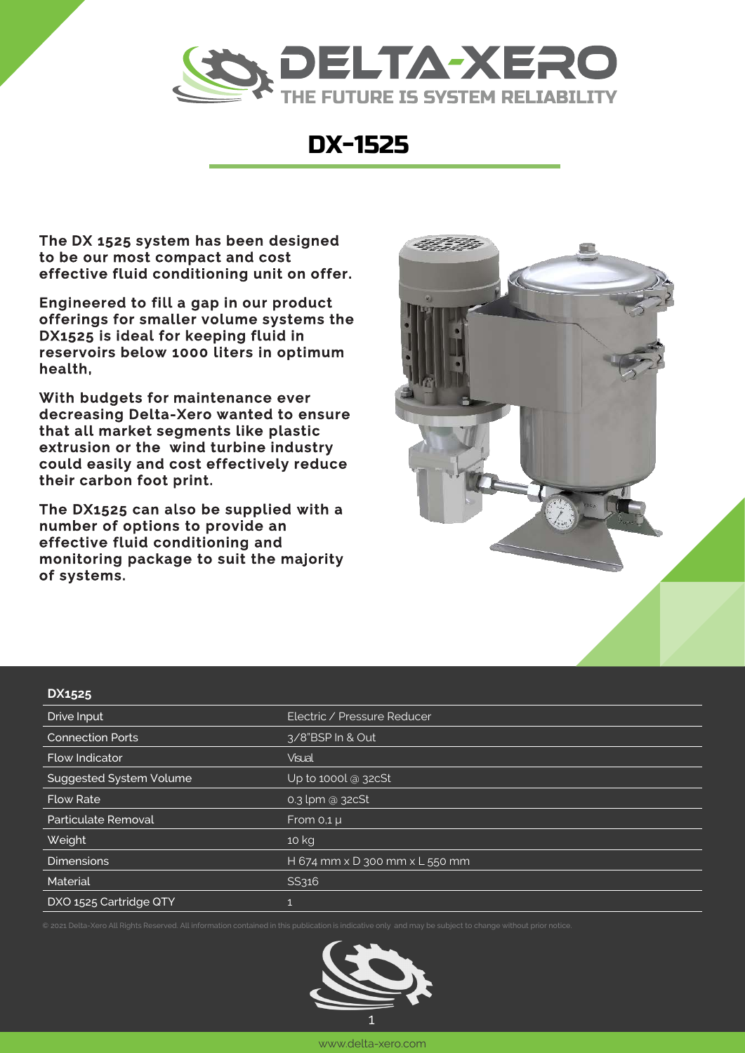# DELTA-XERO

THE FUTURE IS SYSTEM RELIABILITY

# DX-1525

**The DX 1525 system has been designed to be our most compact and cost effective fluid conditioning unit on offer.**

**Engineered to fill a gap in our product offerings for smaller volume systems the DX1525 is ideal for keeping fluid in reservoirs below 1000 liters in optimum health,**

**With budgets for maintenance ever decreasing Delta-Xero wanted to ensure that all market segments like plastic extrusion or the wind turbine industry could easily and cost effectively reduce their carbon foot print.**

**The DX1525 can also be supplied with a number of options to provide an effective fluid conditioning and monitoring package to suit the majority of systems.**

| DX1525 | |
|---|---|
| Drive Input | Electric / Pressure Reducer |
| Connection Ports | 3/8"BSP In & Out |
| Flow Indicator | Visual |
| Suggested System Volume | Up to 1000l @ 32cSt |
| Flow Rate | 0.3 lpm @ 32cSt |
| Particulate Removal | From 0,1 µ |
| Weight | 10 kg |
| Dimensions | H 674 mm x D 300 mm x L 550 mm |
| Material | SS316 |
| DXO 1525 Cartridge QTY | 1 |

© 2021 Delta-Xero All Rights Reserved. All information contained in this publication is indicative only and may be subject to change without prior notice.

www.delta-xero.com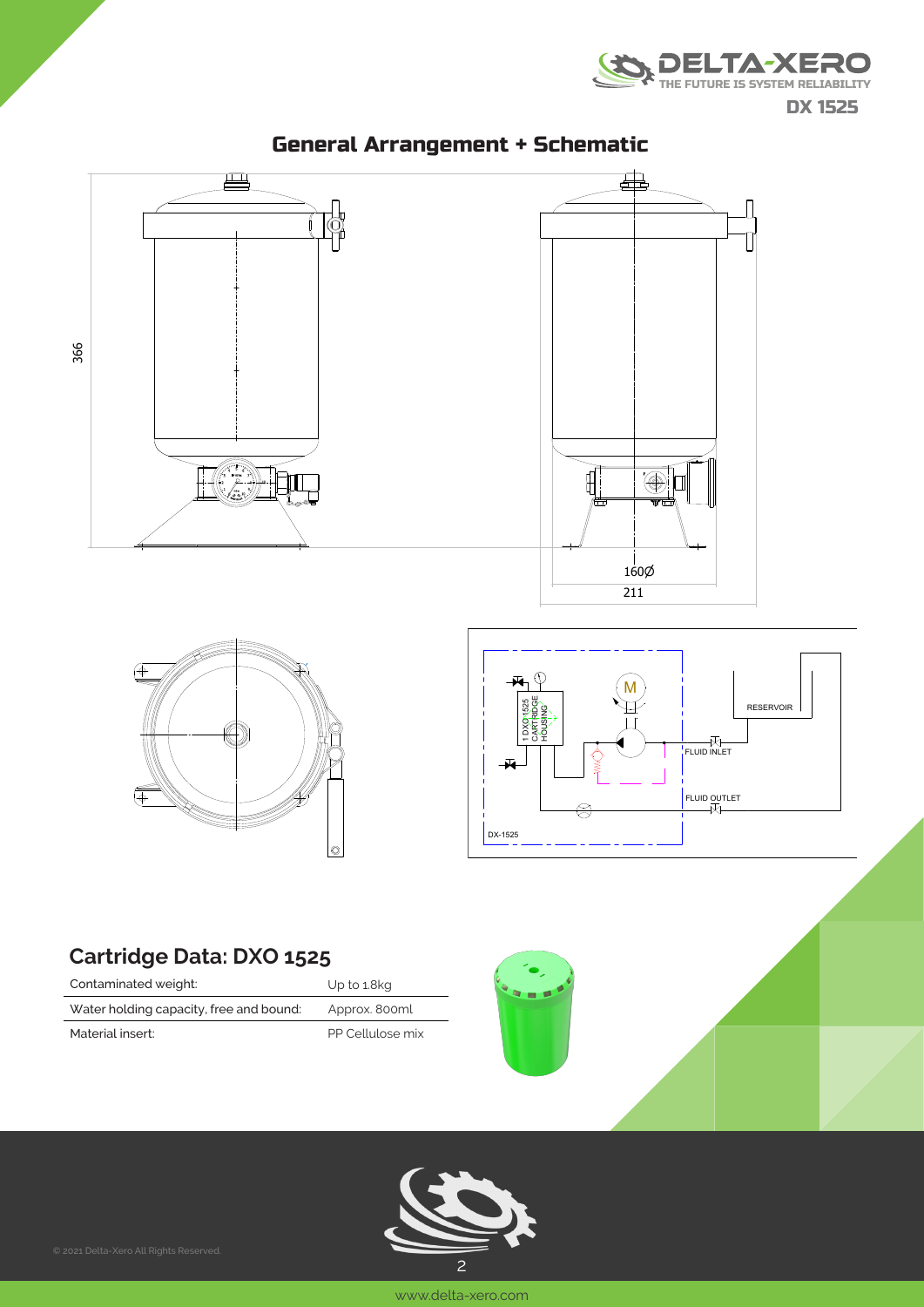DELTA-XERO
THE FUTURE IS SYSTEM RELIABILITY

DX 1525

## General Arrangement + Schematic

366

160∅

211

1 DXO 1525 CARTRIDGE HOUSING

M

RESERVOIR

FLUID INLET

FLUID OUTLET

DX-1525

## Cartridge Data: DXO 1525

| | |
|---|---|
| Contaminated weight: | Up to 1.8kg |
| Water holding capacity, free and bound: | Approx. 800ml |
| Material insert: | PP Cellulose mix |

© 2021 Delta-Xero All Rights Reserved.

www.delta-xero.com